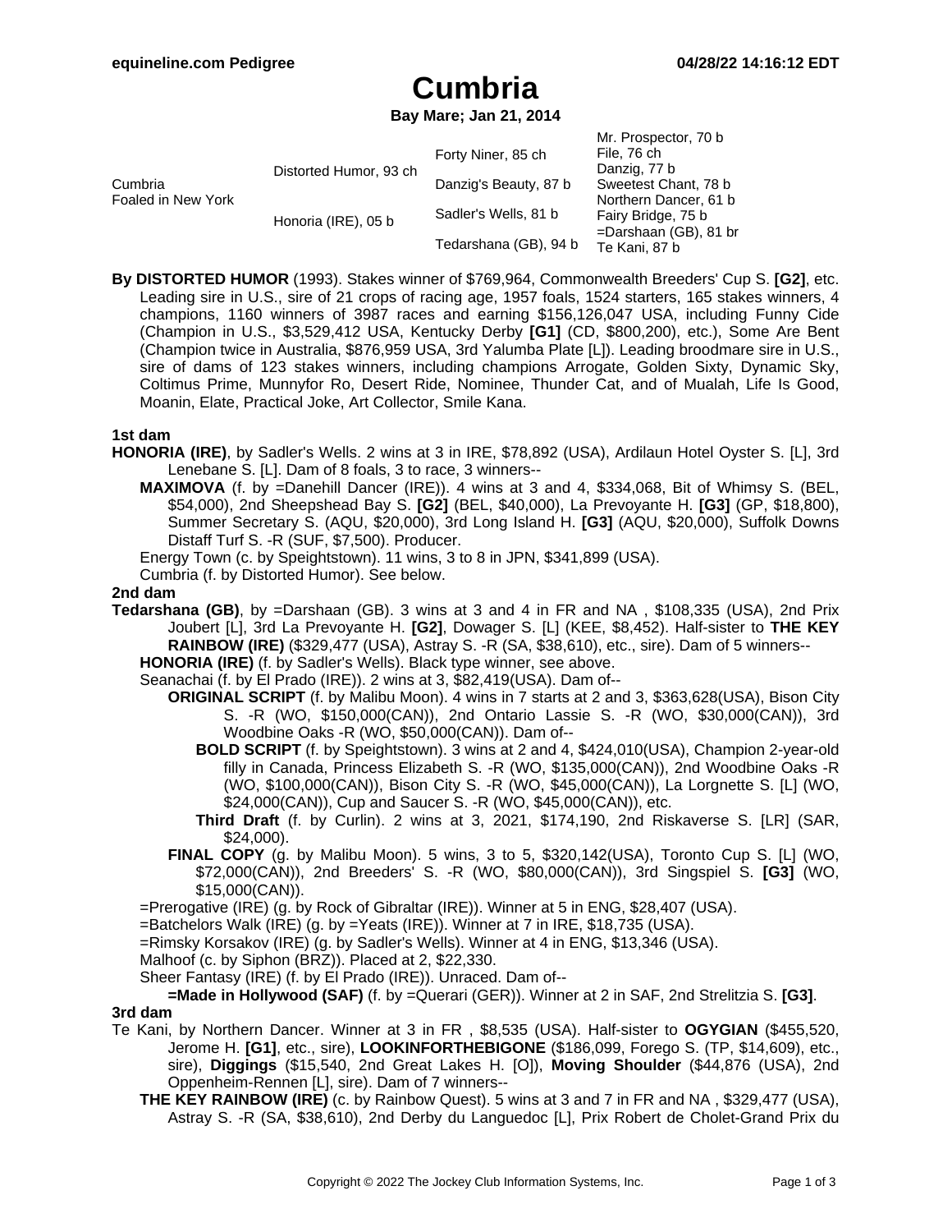# Cumbria

**Bay Mare; Jan 21, 2014**

| | | | |
|---|---|---|---|
| Cumbria<br>Foaled in New York | Distorted Humor, 93 ch | Forty Niner, 85 ch | Mr. Prospector, 70 b |
| | | | File, 76 ch |
| | | Danzig's Beauty, 87 b | Danzig, 77 b |
| | | | Sweetest Chant, 78 b |
| | Honoria (IRE), 05 b | Sadler's Wells, 81 b | Northern Dancer, 61 b |
| | | | Fairy Bridge, 75 b |
| | | Tedarshana (GB), 94 b | =Darshaan (GB), 81 br |
| | | | Te Kani, 87 b |

**By DISTORTED HUMOR** (1993). Stakes winner of $769,964, Commonwealth Breeders' Cup S. **[G2]**, etc. Leading sire in U.S., sire of 21 crops of racing age, 1957 foals, 1524 starters, 165 stakes winners, 4 champions, 1160 winners of 3987 races and earning $156,126,047 USA, including Funny Cide (Champion in U.S., $3,529,412 USA, Kentucky Derby **[G1]** (CD, $800,200), etc.), Some Are Bent (Champion twice in Australia, $876,959 USA, 3rd Yalumba Plate [L]). Leading broodmare sire in U.S., sire of dams of 123 stakes winners, including champions Arrogate, Golden Sixty, Dynamic Sky, Coltimus Prime, Munnyfor Ro, Desert Ride, Nominee, Thunder Cat, and of Mualah, Life Is Good, Moanin, Elate, Practical Joke, Art Collector, Smile Kana.

### 1st dam

**HONORIA (IRE)**, by Sadler's Wells. 2 wins at 3 in IRE, $78,892 (USA), Ardilaun Hotel Oyster S. [L], 3rd Lenebane S. [L]. Dam of 8 foals, 3 to race, 3 winners--

- **MAXIMOVA** (f. by =Danehill Dancer (IRE)). 4 wins at 3 and 4, $334,068, Bit of Whimsy S. (BEL, $54,000), 2nd Sheepshead Bay S. **[G2]** (BEL, $40,000), La Prevoyante H. **[G3]** (GP, $18,800), Summer Secretary S. (AQU, $20,000), 3rd Long Island H. **[G3]** (AQU, $20,000), Suffolk Downs Distaff Turf S. -R (SUF, $7,500). Producer.
- Energy Town (c. by Speightstown). 11 wins, 3 to 8 in JPN, $341,899 (USA).
- Cumbria (f. by Distorted Humor). See below.

### 2nd dam

**Tedarshana (GB)**, by =Darshaan (GB). 3 wins at 3 and 4 in FR and NA , $108,335 (USA), 2nd Prix Joubert [L], 3rd La Prevoyante H. **[G2]**, Dowager S. [L] (KEE, $8,452). Half-sister to **THE KEY RAINBOW (IRE)** ($329,477 (USA), Astray S. -R (SA, $38,610), etc., sire). Dam of 5 winners--

- **HONORIA (IRE)** (f. by Sadler's Wells). Black type winner, see above.
- Seanachai (f. by El Prado (IRE)). 2 wins at 3, $82,419(USA). Dam of--
  - **ORIGINAL SCRIPT** (f. by Malibu Moon). 4 wins in 7 starts at 2 and 3, $363,628(USA), Bison City S. -R (WO, $150,000(CAN)), 2nd Ontario Lassie S. -R (WO, $30,000(CAN)), 3rd Woodbine Oaks -R (WO, $50,000(CAN)). Dam of--
    - **BOLD SCRIPT** (f. by Speightstown). 3 wins at 2 and 4, $424,010(USA), Champion 2-year-old filly in Canada, Princess Elizabeth S. -R (WO, $135,000(CAN)), 2nd Woodbine Oaks -R (WO, $100,000(CAN)), Bison City S. -R (WO, $45,000(CAN)), La Lorgnette S. [L] (WO, $24,000(CAN)), Cup and Saucer S. -R (WO, $45,000(CAN)), etc.
    - **Third Draft** (f. by Curlin). 2 wins at 3, 2021, $174,190, 2nd Riskaverse S. [LR] (SAR, $24,000).
  - **FINAL COPY** (g. by Malibu Moon). 5 wins, 3 to 5, $320,142(USA), Toronto Cup S. [L] (WO, $72,000(CAN)), 2nd Breeders' S. -R (WO, $80,000(CAN)), 3rd Singspiel S. **[G3]** (WO, $15,000(CAN)).
- =Prerogative (IRE) (g. by Rock of Gibraltar (IRE)). Winner at 5 in ENG, $28,407 (USA).
- =Batchelors Walk (IRE) (g. by =Yeats (IRE)). Winner at 7 in IRE, $18,735 (USA).
- =Rimsky Korsakov (IRE) (g. by Sadler's Wells). Winner at 4 in ENG, $13,346 (USA).
- Malhoof (c. by Siphon (BRZ)). Placed at 2, $22,330.
- Sheer Fantasy (IRE) (f. by El Prado (IRE)). Unraced. Dam of--
  - **=Made in Hollywood (SAF)** (f. by =Querari (GER)). Winner at 2 in SAF, 2nd Strelitzia S. **[G3]**.

### 3rd dam

Te Kani, by Northern Dancer. Winner at 3 in FR , $8,535 (USA). Half-sister to **OGYGIAN** ($455,520, Jerome H. **[G1]**, etc., sire), **LOOKINFORTHEBIGONE** ($186,099, Forego S. (TP, $14,609), etc., sire), **Diggings** ($15,540, 2nd Great Lakes H. [O]), **Moving Shoulder** ($44,876 (USA), 2nd Oppenheim-Rennen [L], sire). Dam of 7 winners--

- **THE KEY RAINBOW (IRE)** (c. by Rainbow Quest). 5 wins at 3 and 7 in FR and NA , $329,477 (USA), Astray S. -R (SA, $38,610), 2nd Derby du Languedoc [L], Prix Robert de Cholet-Grand Prix du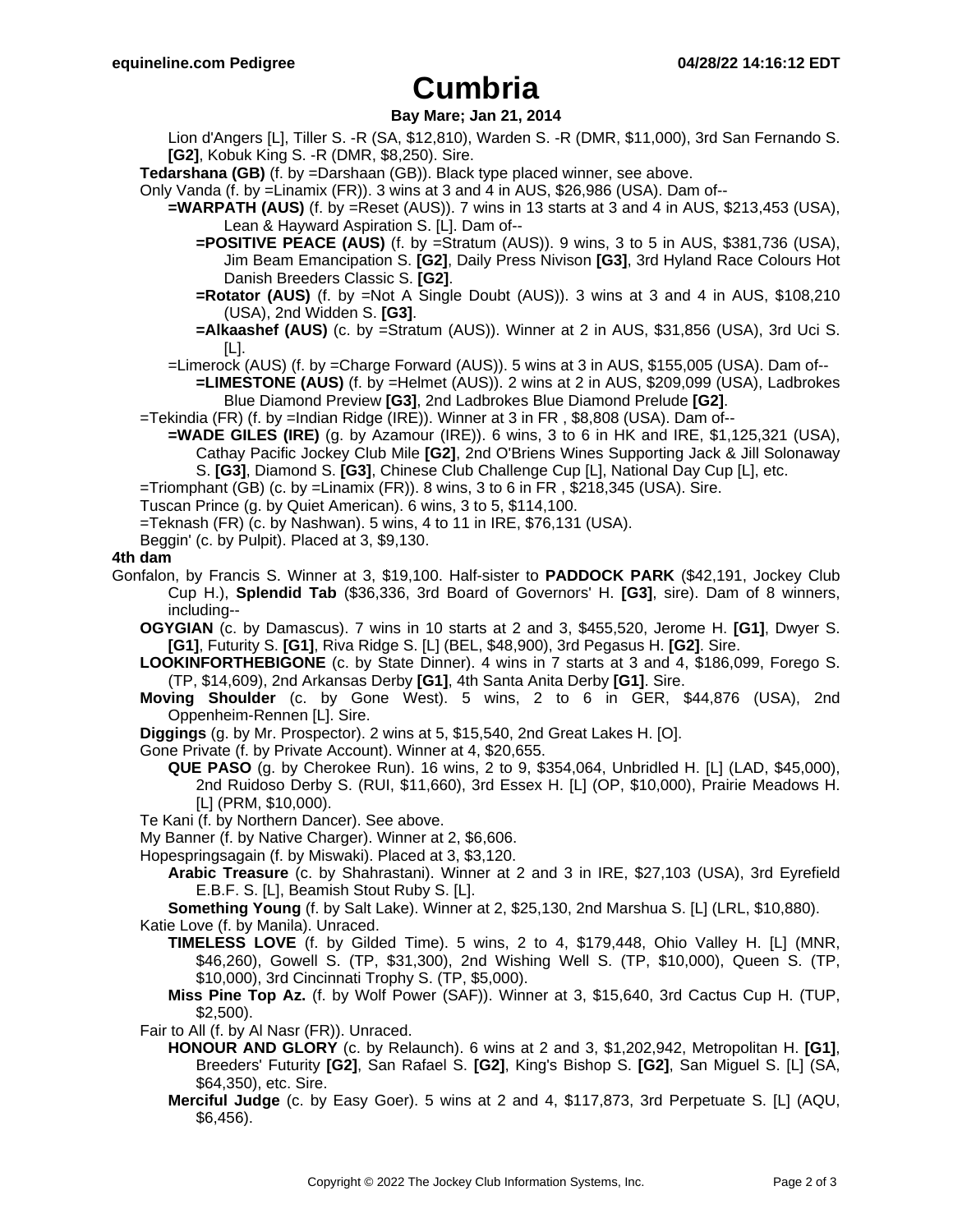# Cumbria

**Bay Mare; Jan 21, 2014**

Lion d'Angers [L], Tiller S. -R (SA, $12,810), Warden S. -R (DMR, $11,000), 3rd San Fernando S. **[G2]**, Kobuk King S. -R (DMR, $8,250). Sire.

**Tedarshana (GB)** (f. by =Darshaan (GB)). Black type placed winner, see above.

Only Vanda (f. by =Linamix (FR)). 3 wins at 3 and 4 in AUS, $26,986 (USA). Dam of--

**=WARPATH (AUS)** (f. by =Reset (AUS)). 7 wins in 13 starts at 3 and 4 in AUS, $213,453 (USA), Lean & Hayward Aspiration S. [L]. Dam of--

**=POSITIVE PEACE (AUS)** (f. by =Stratum (AUS)). 9 wins, 3 to 5 in AUS, $381,736 (USA), Jim Beam Emancipation S. **[G2]**, Daily Press Nivison **[G3]**, 3rd Hyland Race Colours Hot Danish Breeders Classic S. **[G2]**.

**=Rotator (AUS)** (f. by =Not A Single Doubt (AUS)). 3 wins at 3 and 4 in AUS, $108,210 (USA), 2nd Widden S. **[G3]**.

**=Alkaashef (AUS)** (c. by =Stratum (AUS)). Winner at 2 in AUS, $31,856 (USA), 3rd Uci S. [L].

=Limerock (AUS) (f. by =Charge Forward (AUS)). 5 wins at 3 in AUS, $155,005 (USA). Dam of--

**=LIMESTONE (AUS)** (f. by =Helmet (AUS)). 2 wins at 2 in AUS, $209,099 (USA), Ladbrokes Blue Diamond Preview **[G3]**, 2nd Ladbrokes Blue Diamond Prelude **[G2]**.

=Tekindia (FR) (f. by =Indian Ridge (IRE)). Winner at 3 in FR, $8,808 (USA). Dam of--

**=WADE GILES (IRE)** (g. by Azamour (IRE)). 6 wins, 3 to 6 in HK and IRE, $1,125,321 (USA), Cathay Pacific Jockey Club Mile **[G2]**, 2nd O'Briens Wines Supporting Jack & Jill Solonaway S. **[G3]**, Diamond S. **[G3]**, Chinese Club Challenge Cup [L], National Day Cup [L], etc.

=Triomphant (GB) (c. by =Linamix (FR)). 8 wins, 3 to 6 in FR , $218,345 (USA). Sire.

Tuscan Prince (g. by Quiet American). 6 wins, 3 to 5, $114,100.

=Teknash (FR) (c. by Nashwan). 5 wins, 4 to 11 in IRE, $76,131 (USA).

Beggin' (c. by Pulpit). Placed at 3, $9,130.

**4th dam**

Gonfalon, by Francis S. Winner at 3, $19,100. Half-sister to **PADDOCK PARK** ($42,191, Jockey Club Cup H.), **Splendid Tab** ($36,336, 3rd Board of Governors' H. **[G3]**, sire). Dam of 8 winners, including--

**OGYGIAN** (c. by Damascus). 7 wins in 10 starts at 2 and 3, $455,520, Jerome H. **[G1]**, Dwyer S. **[G1]**, Futurity S. **[G1]**, Riva Ridge S. [L] (BEL, $48,900), 3rd Pegasus H. **[G2]**. Sire.

**LOOKINFORTHEBIGONE** (c. by State Dinner). 4 wins in 7 starts at 3 and 4, $186,099, Forego S. (TP, $14,609), 2nd Arkansas Derby **[G1]**, 4th Santa Anita Derby **[G1]**. Sire.

**Moving Shoulder** (c. by Gone West). 5 wins, 2 to 6 in GER, $44,876 (USA), 2nd Oppenheim-Rennen [L]. Sire.

**Diggings** (g. by Mr. Prospector). 2 wins at 5, $15,540, 2nd Great Lakes H. [O].

Gone Private (f. by Private Account). Winner at 4, $20,655.

**QUE PASO** (g. by Cherokee Run). 16 wins, 2 to 9, $354,064, Unbridled H. [L] (LAD, $45,000), 2nd Ruidoso Derby S. (RUI, $11,660), 3rd Essex H. [L] (OP, $10,000), Prairie Meadows H. [L] (PRM, $10,000).

Te Kani (f. by Northern Dancer). See above.

My Banner (f. by Native Charger). Winner at 2, $6,606.

Hopespringsagain (f. by Miswaki). Placed at 3, $3,120.

**Arabic Treasure** (c. by Shahrastani). Winner at 2 and 3 in IRE, $27,103 (USA), 3rd Eyrefield E.B.F. S. [L], Beamish Stout Ruby S. [L].

**Something Young** (f. by Salt Lake). Winner at 2, $25,130, 2nd Marshua S. [L] (LRL, $10,880).

Katie Love (f. by Manila). Unraced.

**TIMELESS LOVE** (f. by Gilded Time). 5 wins, 2 to 4, $179,448, Ohio Valley H. [L] (MNR, $46,260), Gowell S. (TP, $31,300), 2nd Wishing Well S. (TP, $10,000), Queen S. (TP, $10,000), 3rd Cincinnati Trophy S. (TP, $5,000).

**Miss Pine Top Az.** (f. by Wolf Power (SAF)). Winner at 3, $15,640, 3rd Cactus Cup H. (TUP, $2,500).

Fair to All (f. by Al Nasr (FR)). Unraced.

**HONOUR AND GLORY** (c. by Relaunch). 6 wins at 2 and 3, $1,202,942, Metropolitan H. **[G1]**, Breeders' Futurity **[G2]**, San Rafael S. **[G2]**, King's Bishop S. **[G2]**, San Miguel S. [L] (SA, $64,350), etc. Sire.

**Merciful Judge** (c. by Easy Goer). 5 wins at 2 and 4, $117,873, 3rd Perpetuate S. [L] (AQU, $6,456).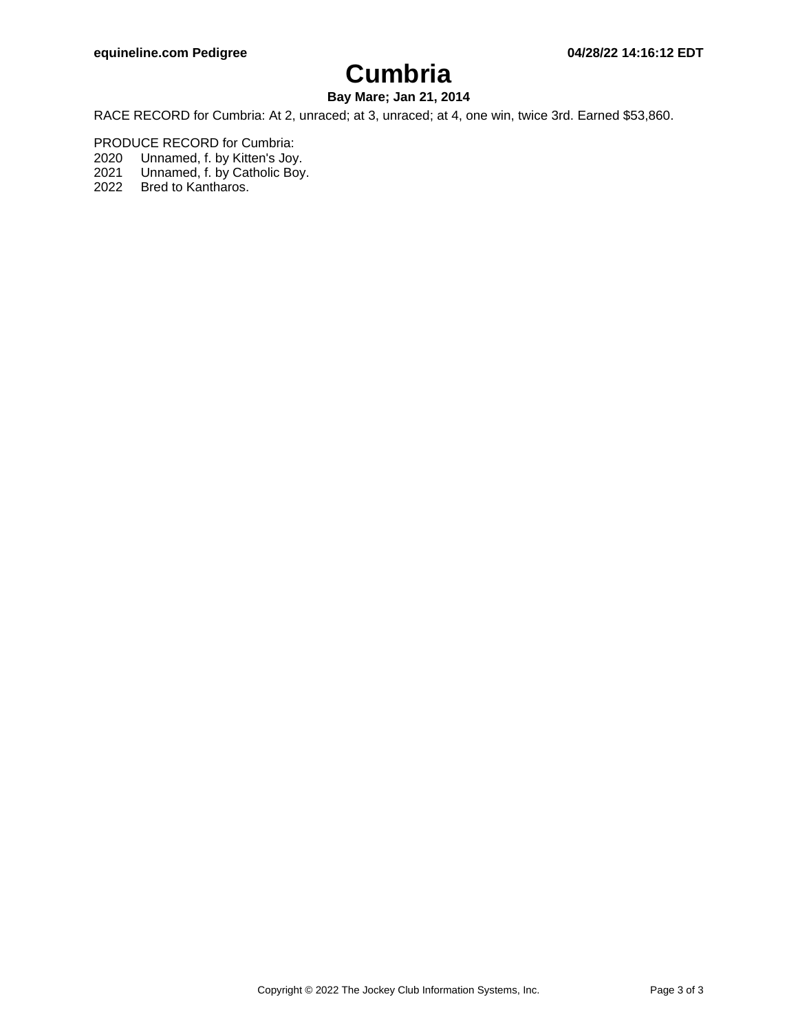# Cumbria

**Bay Mare; Jan 21, 2014**

RACE RECORD for Cumbria: At 2, unraced; at 3, unraced; at 4, one win, twice 3rd. Earned $53,860.

PRODUCE RECORD for Cumbria:

2020 Unnamed, f. by Kitten's Joy.
2021 Unnamed, f. by Catholic Boy.
2022 Bred to Kantharos.

Copyright © 2022 The Jockey Club Information Systems, Inc.